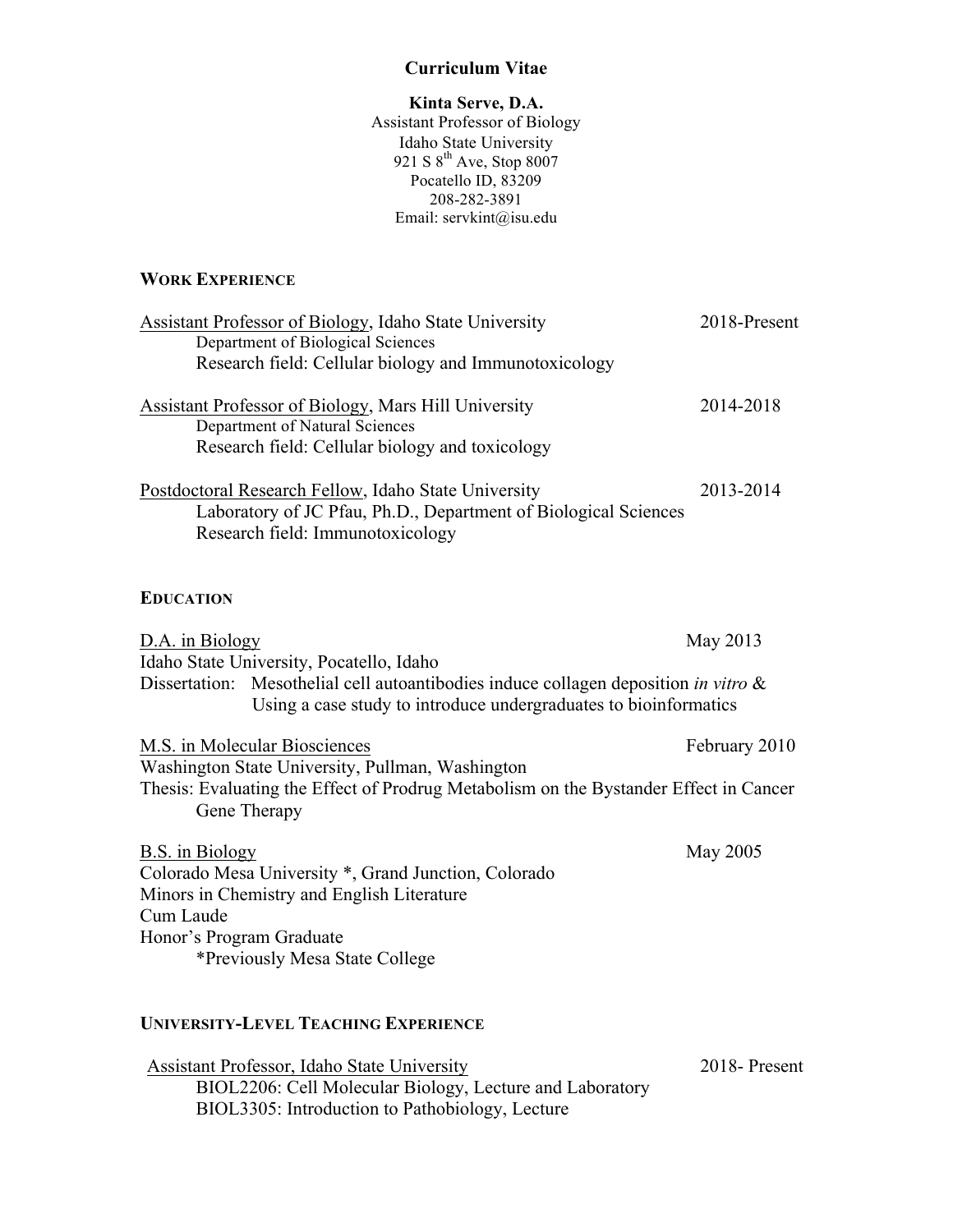# Curriculum Vitae

**Kinta Serve, D.A.**
Assistant Professor of Biology
Idaho State University
921 S 8$^{th}$ Ave, Stop 8007
Pocatello ID, 83209
208-282-3891
Email: servkint@isu.edu

## WORK EXPERIENCE

Assistant Professor of Biology, Idaho State University — 2018-Present
Department of Biological Sciences
Research field: Cellular biology and Immunotoxicology

Assistant Professor of Biology, Mars Hill University — 2014-2018
Department of Natural Sciences
Research field: Cellular biology and toxicology

Postdoctoral Research Fellow, Idaho State University — 2013-2014
Laboratory of JC Pfau, Ph.D., Department of Biological Sciences
Research field: Immunotoxicology

## EDUCATION

D.A. in Biology — May 2013
Idaho State University, Pocatello, Idaho
Dissertation: Mesothelial cell autoantibodies induce collagen deposition *in vitro* & Using a case study to introduce undergraduates to bioinformatics

M.S. in Molecular Biosciences — February 2010
Washington State University, Pullman, Washington
Thesis: Evaluating the Effect of Prodrug Metabolism on the Bystander Effect in Cancer Gene Therapy

B.S. in Biology — May 2005
Colorado Mesa University *, Grand Junction, Colorado
Minors in Chemistry and English Literature
Cum Laude
Honor's Program Graduate
*Previously Mesa State College

## UNIVERSITY-LEVEL TEACHING EXPERIENCE

Assistant Professor, Idaho State University — 2018- Present
BIOL2206: Cell Molecular Biology, Lecture and Laboratory
BIOL3305: Introduction to Pathobiology, Lecture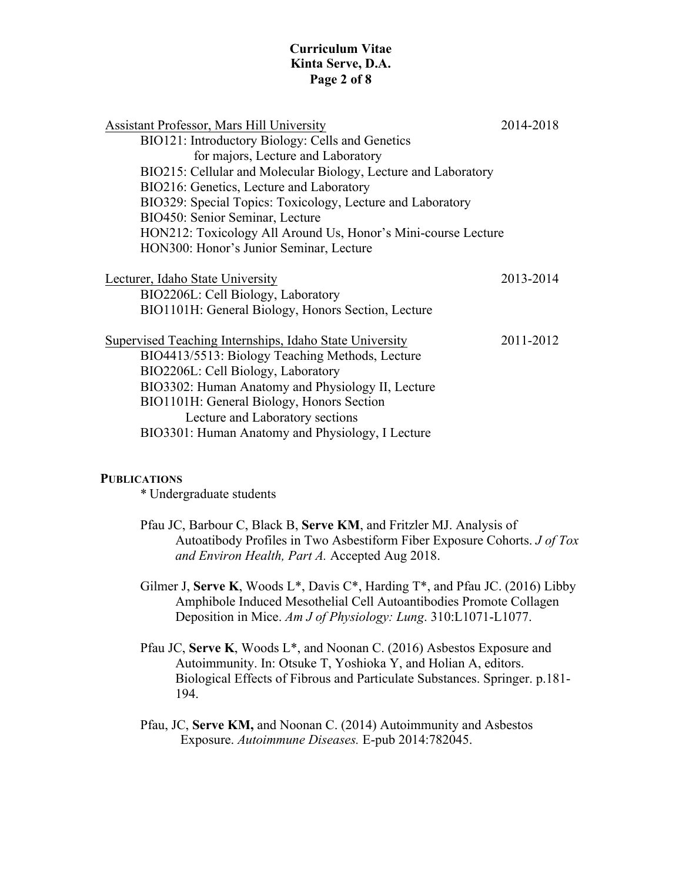Assistant Professor, Mars Hill University — 2014-2018

- BIO121: Introductory Biology: Cells and Genetics for majors, Lecture and Laboratory
- BIO215: Cellular and Molecular Biology, Lecture and Laboratory
- BIO216: Genetics, Lecture and Laboratory
- BIO329: Special Topics: Toxicology, Lecture and Laboratory
- BIO450: Senior Seminar, Lecture
- HON212: Toxicology All Around Us, Honor's Mini-course Lecture
- HON300: Honor's Junior Seminar, Lecture

Lecturer, Idaho State University — 2013-2014

- BIO2206L: Cell Biology, Laboratory
- BIO1101H: General Biology, Honors Section, Lecture

Supervised Teaching Internships, Idaho State University — 2011-2012

- BIO4413/5513: Biology Teaching Methods, Lecture
- BIO2206L: Cell Biology, Laboratory
- BIO3302: Human Anatomy and Physiology II, Lecture
- BIO1101H: General Biology, Honors Section Lecture and Laboratory sections
- BIO3301: Human Anatomy and Physiology, I Lecture

## PUBLICATIONS

\* Undergraduate students

Pfau JC, Barbour C, Black B, **Serve KM**, and Fritzler MJ. Analysis of Autoatibody Profiles in Two Asbestiform Fiber Exposure Cohorts. *J of Tox and Environ Health, Part A.* Accepted Aug 2018.

Gilmer J, **Serve K**, Woods L*, Davis C*, Harding T*, and Pfau JC. (2016) Libby Amphibole Induced Mesothelial Cell Autoantibodies Promote Collagen Deposition in Mice. *Am J of Physiology: Lung*. 310:L1071-L1077.

Pfau JC, **Serve K**, Woods L*, and Noonan C. (2016) Asbestos Exposure and Autoimmunity. In: Otsuke T, Yoshioka Y, and Holian A, editors. Biological Effects of Fibrous and Particulate Substances. Springer. p.181-194.

Pfau, JC, **Serve KM,** and Noonan C. (2014) Autoimmunity and Asbestos Exposure. *Autoimmune Diseases.* E-pub 2014:782045.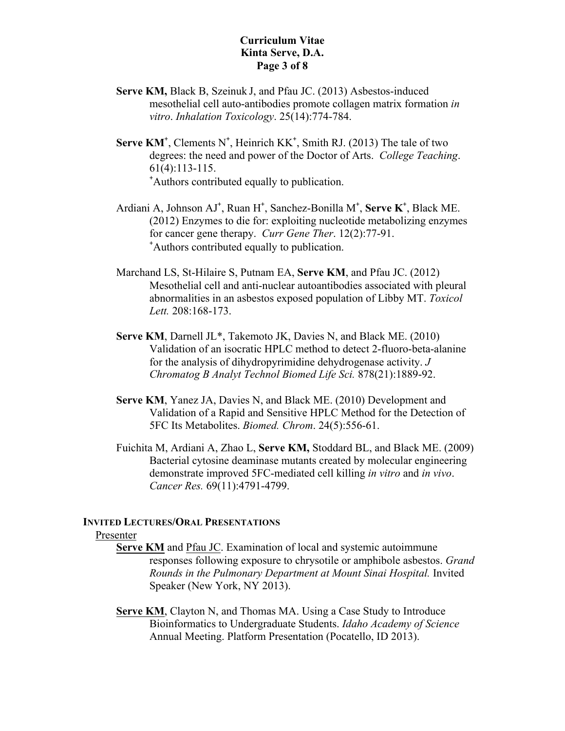**Serve KM,** Black B, Szeinuk J, and Pfau JC. (2013) Asbestos-induced mesothelial cell auto-antibodies promote collagen matrix formation *in vitro*. *Inhalation Toxicology*. 25(14):774-784.

**Serve KM**[+], Clements N[+], Heinrich KK[+], Smith RJ. (2013) The tale of two degrees: the need and power of the Doctor of Arts. *College Teaching*. 61(4):113-115.
[+]Authors contributed equally to publication.

Ardiani A, Johnson AJ[+], Ruan H[+], Sanchez-Bonilla M[+], **Serve K**[+], Black ME. (2012) Enzymes to die for: exploiting nucleotide metabolizing enzymes for cancer gene therapy. *Curr Gene Ther*. 12(2):77-91.
[+]Authors contributed equally to publication.

Marchand LS, St-Hilaire S, Putnam EA, **Serve KM**, and Pfau JC. (2012) Mesothelial cell and anti-nuclear autoantibodies associated with pleural abnormalities in an asbestos exposed population of Libby MT. *Toxicol Lett.* 208:168-173.

**Serve KM**, Darnell JL*, Takemoto JK, Davies N, and Black ME. (2010) Validation of an isocratic HPLC method to detect 2-fluoro-beta-alanine for the analysis of dihydropyrimidine dehydrogenase activity. *J Chromatog B Analyt Technol Biomed Life Sci.* 878(21):1889-92.

**Serve KM**, Yanez JA, Davies N, and Black ME. (2010) Development and Validation of a Rapid and Sensitive HPLC Method for the Detection of 5FC Its Metabolites. *Biomed. Chrom*. 24(5):556-61.

Fuichita M, Ardiani A, Zhao L, **Serve KM,** Stoddard BL, and Black ME. (2009) Bacterial cytosine deaminase mutants created by molecular engineering demonstrate improved 5FC-mediated cell killing *in vitro* and *in vivo*. *Cancer Res.* 69(11):4791-4799.

## INVITED LECTURES/ORAL PRESENTATIONS

Presenter

**Serve KM** and Pfau JC. Examination of local and systemic autoimmune responses following exposure to chrysotile or amphibole asbestos. *Grand Rounds in the Pulmonary Department at Mount Sinai Hospital.* Invited Speaker (New York, NY 2013).

**Serve KM**, Clayton N, and Thomas MA. Using a Case Study to Introduce Bioinformatics to Undergraduate Students. *Idaho Academy of Science* Annual Meeting. Platform Presentation (Pocatello, ID 2013).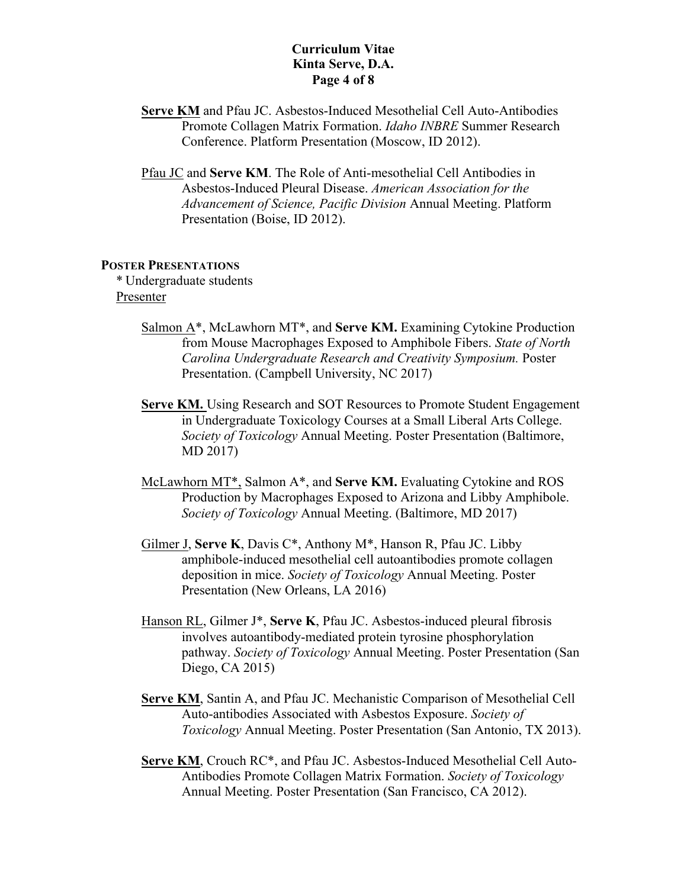**Serve KM** and Pfau JC. Asbestos-Induced Mesothelial Cell Auto-Antibodies Promote Collagen Matrix Formation. *Idaho INBRE* Summer Research Conference. Platform Presentation (Moscow, ID 2012).

Pfau JC and **Serve KM**. The Role of Anti-mesothelial Cell Antibodies in Asbestos-Induced Pleural Disease. *American Association for the Advancement of Science, Pacific Division* Annual Meeting. Platform Presentation (Boise, ID 2012).

**POSTER PRESENTATIONS**

\* Undergraduate students
Presenter

Salmon A*, McLawhorn MT*, and **Serve KM.** Examining Cytokine Production from Mouse Macrophages Exposed to Amphibole Fibers. *State of North Carolina Undergraduate Research and Creativity Symposium.* Poster Presentation. (Campbell University, NC 2017)

**Serve KM.** Using Research and SOT Resources to Promote Student Engagement in Undergraduate Toxicology Courses at a Small Liberal Arts College. *Society of Toxicology* Annual Meeting. Poster Presentation (Baltimore, MD 2017)

McLawhorn MT*, Salmon A*, and **Serve KM.** Evaluating Cytokine and ROS Production by Macrophages Exposed to Arizona and Libby Amphibole. *Society of Toxicology* Annual Meeting. (Baltimore, MD 2017)

Gilmer J, **Serve K**, Davis C*, Anthony M*, Hanson R, Pfau JC. Libby amphibole-induced mesothelial cell autoantibodies promote collagen deposition in mice. *Society of Toxicology* Annual Meeting. Poster Presentation (New Orleans, LA 2016)

Hanson RL, Gilmer J*, **Serve K**, Pfau JC. Asbestos-induced pleural fibrosis involves autoantibody-mediated protein tyrosine phosphorylation pathway. *Society of Toxicology* Annual Meeting. Poster Presentation (San Diego, CA 2015)

**Serve KM**, Santin A, and Pfau JC. Mechanistic Comparison of Mesothelial Cell Auto-antibodies Associated with Asbestos Exposure. *Society of Toxicology* Annual Meeting. Poster Presentation (San Antonio, TX 2013).

**Serve KM**, Crouch RC*, and Pfau JC. Asbestos-Induced Mesothelial Cell Auto-Antibodies Promote Collagen Matrix Formation. *Society of Toxicology* Annual Meeting. Poster Presentation (San Francisco, CA 2012).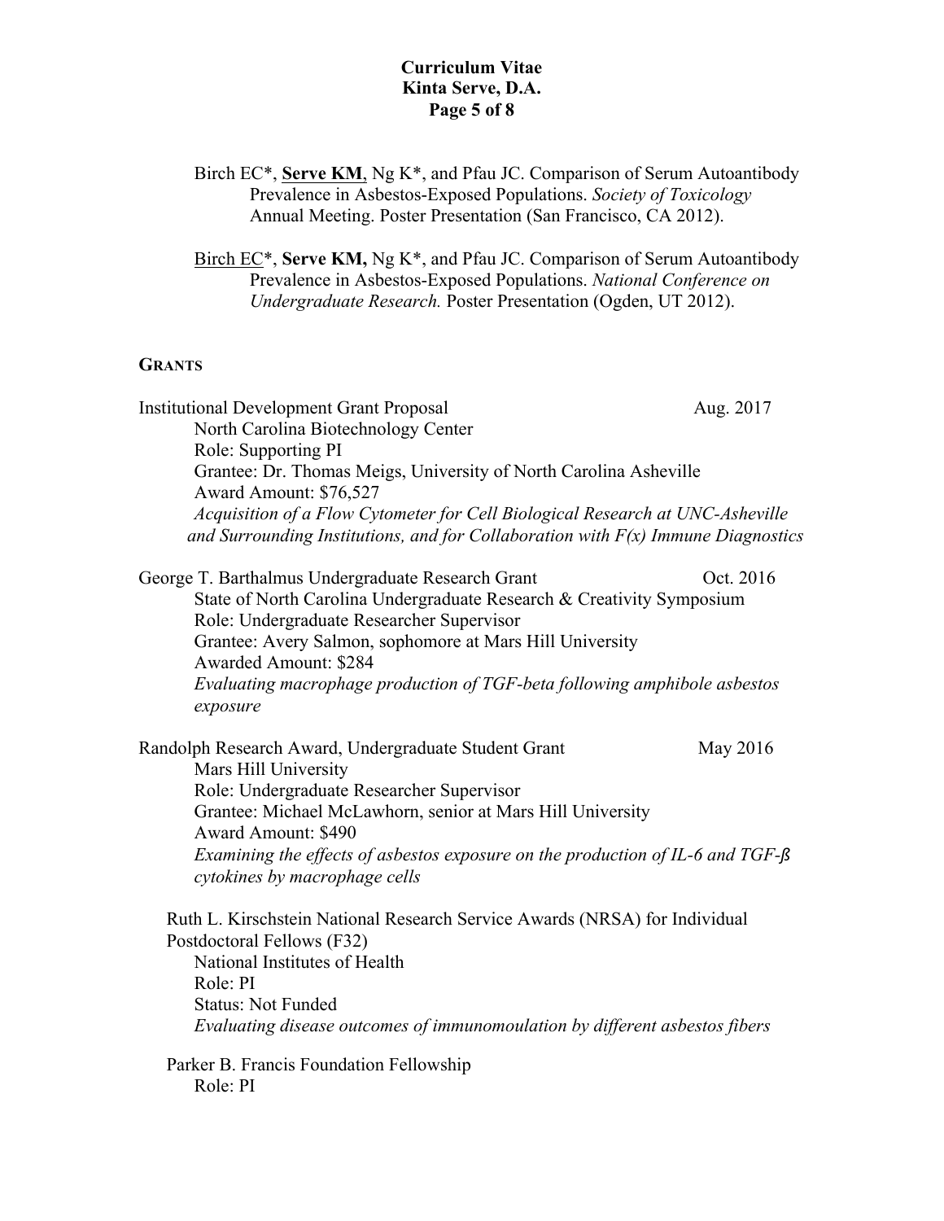Birch EC*, **<u>Serve KM</u>**, Ng K*, and Pfau JC. Comparison of Serum Autoantibody Prevalence in Asbestos-Exposed Populations. *Society of Toxicology* Annual Meeting. Poster Presentation (San Francisco, CA 2012).

<u>Birch EC</u>*, **Serve KM,** Ng K*, and Pfau JC. Comparison of Serum Autoantibody Prevalence in Asbestos-Exposed Populations. *National Conference on Undergraduate Research.* Poster Presentation (Ogden, UT 2012).

## GRANTS

Institutional Development Grant Proposal — Aug. 2017
North Carolina Biotechnology Center
Role: Supporting PI
Grantee: Dr. Thomas Meigs, University of North Carolina Asheville
Award Amount: $76,527
*Acquisition of a Flow Cytometer for Cell Biological Research at UNC-Asheville and Surrounding Institutions, and for Collaboration with F(x) Immune Diagnostics*

George T. Barthalmus Undergraduate Research Grant — Oct. 2016
State of North Carolina Undergraduate Research & Creativity Symposium
Role: Undergraduate Researcher Supervisor
Grantee: Avery Salmon, sophomore at Mars Hill University
Awarded Amount: $284
*Evaluating macrophage production of TGF-beta following amphibole asbestos exposure*

Randolph Research Award, Undergraduate Student Grant — May 2016
Mars Hill University
Role: Undergraduate Researcher Supervisor
Grantee: Michael McLawhorn, senior at Mars Hill University
Award Amount: $490
*Examining the effects of asbestos exposure on the production of IL-6 and TGF-ß cytokines by macrophage cells*

Ruth L. Kirschstein National Research Service Awards (NRSA) for Individual Postdoctoral Fellows (F32)
National Institutes of Health
Role: PI
Status: Not Funded
*Evaluating disease outcomes of immunomoulation by different asbestos fibers*

Parker B. Francis Foundation Fellowship
Role: PI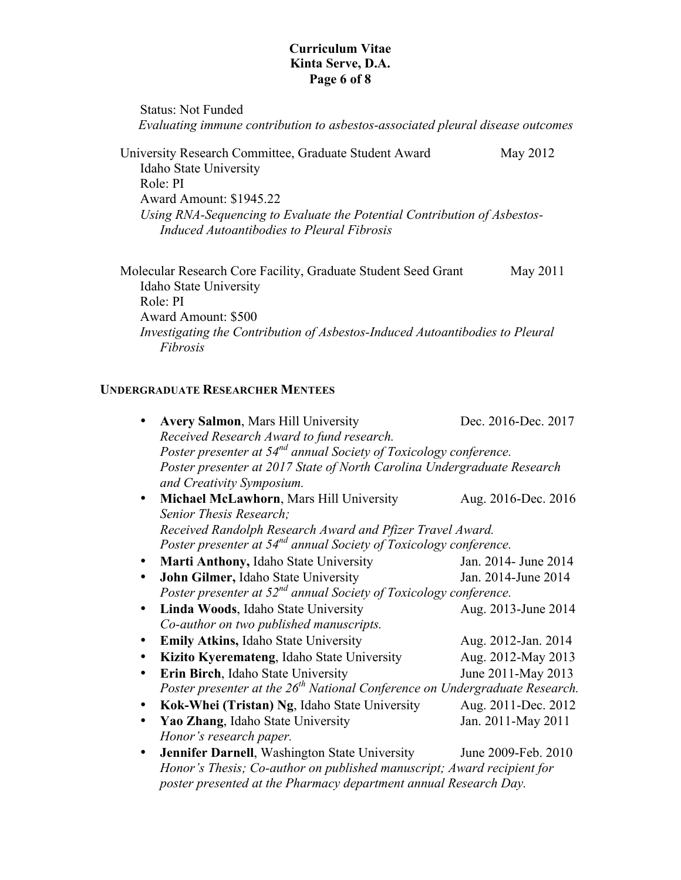Status: Not Funded
*Evaluating immune contribution to asbestos-associated pleural disease outcomes*

University Research Committee, Graduate Student Award — May 2012
Idaho State University
Role: PI
Award Amount: $1945.22
*Using RNA-Sequencing to Evaluate the Potential Contribution of Asbestos-Induced Autoantibodies to Pleural Fibrosis*

Molecular Research Core Facility, Graduate Student Seed Grant — May 2011
Idaho State University
Role: PI
Award Amount: $500
*Investigating the Contribution of Asbestos-Induced Autoantibodies to Pleural Fibrosis*

## UNDERGRADUATE RESEARCHER MENTEES

- **Avery Salmon**, Mars Hill University — Dec. 2016-Dec. 2017
  *Received Research Award to fund research.*
  *Poster presenter at 54th annual Society of Toxicology conference.*
  *Poster presenter at 2017 State of North Carolina Undergraduate Research and Creativity Symposium.*
- **Michael McLawhorn**, Mars Hill University — Aug. 2016-Dec. 2016
  *Senior Thesis Research;*
  *Received Randolph Research Award and Pfizer Travel Award.*
  *Poster presenter at 54th annual Society of Toxicology conference.*
- **Marti Anthony,** Idaho State University — Jan. 2014- June 2014
- **John Gilmer,** Idaho State University — Jan. 2014-June 2014
  *Poster presenter at 52nd annual Society of Toxicology conference.*
- **Linda Woods**, Idaho State University — Aug. 2013-June 2014
  *Co-author on two published manuscripts.*
- **Emily Atkins,** Idaho State University — Aug. 2012-Jan. 2014
- **Kizito Kyeremateng**, Idaho State University — Aug. 2012-May 2013
- **Erin Birch**, Idaho State University — June 2011-May 2013
  *Poster presenter at the 26th National Conference on Undergraduate Research.*
- **Kok-Whei (Tristan) Ng**, Idaho State University — Aug. 2011-Dec. 2012
- **Yao Zhang**, Idaho State University — Jan. 2011-May 2011
  *Honor's research paper.*
- **Jennifer Darnell**, Washington State University — June 2009-Feb. 2010
  *Honor's Thesis; Co-author on published manuscript; Award recipient for poster presented at the Pharmacy department annual Research Day.*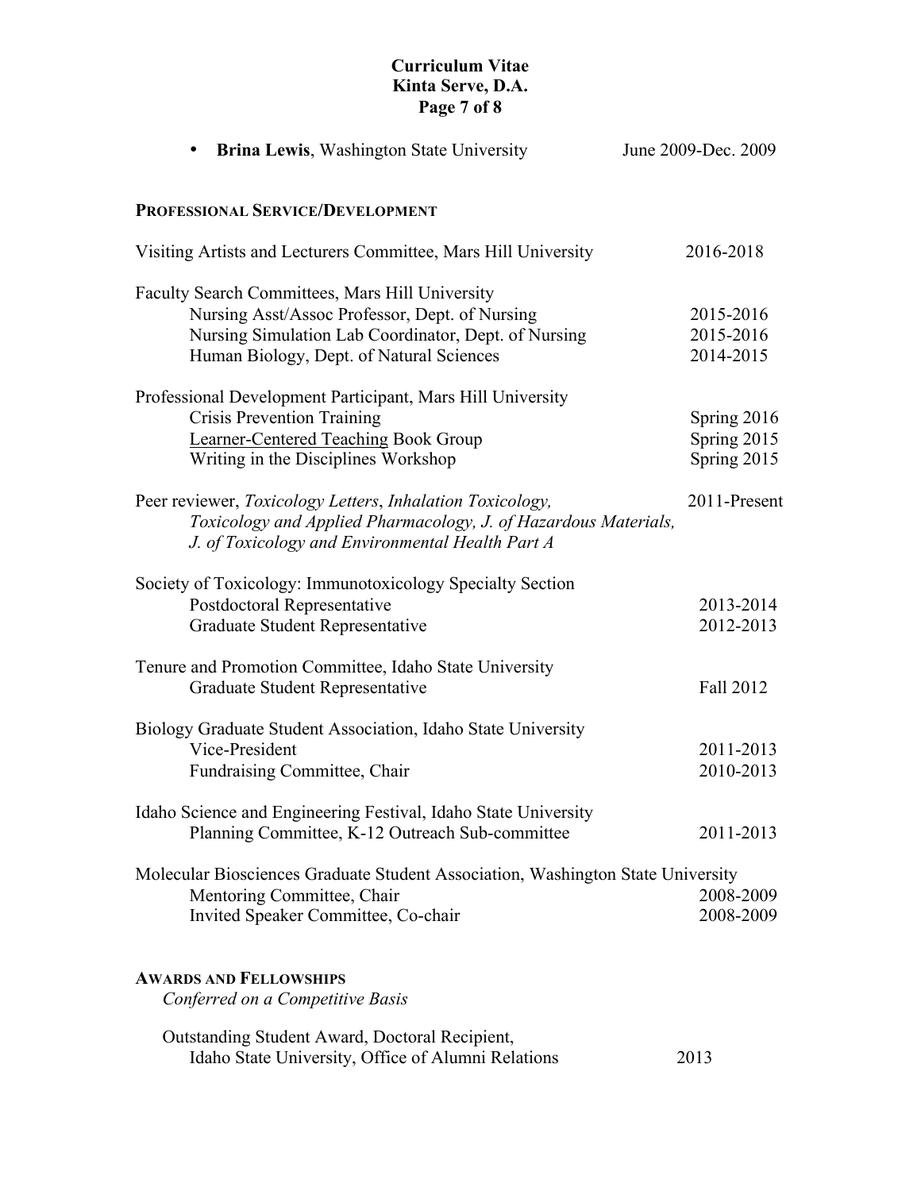- **Brina Lewis**, Washington State University June 2009-Dec. 2009

## Professional Service/Development

Visiting Artists and Lecturers Committee, Mars Hill University 2016-2018

Faculty Search Committees, Mars Hill University
- Nursing Asst/Assoc Professor, Dept. of Nursing 2015-2016
- Nursing Simulation Lab Coordinator, Dept. of Nursing 2015-2016
- Human Biology, Dept. of Natural Sciences 2014-2015

Professional Development Participant, Mars Hill University
- Crisis Prevention Training Spring 2016
- Learner-Centered Teaching Book Group Spring 2015
- Writing in the Disciplines Workshop Spring 2015

Peer reviewer, *Toxicology Letters*, *Inhalation Toxicology, Toxicology and Applied Pharmacology, J. of Hazardous Materials, J. of Toxicology and Environmental Health Part A* 2011-Present

Society of Toxicology: Immunotoxicology Specialty Section
- Postdoctoral Representative 2013-2014
- Graduate Student Representative 2012-2013

Tenure and Promotion Committee, Idaho State University
- Graduate Student Representative Fall 2012

Biology Graduate Student Association, Idaho State University
- Vice-President 2011-2013
- Fundraising Committee, Chair 2010-2013

Idaho Science and Engineering Festival, Idaho State University
- Planning Committee, K-12 Outreach Sub-committee 2011-2013

Molecular Biosciences Graduate Student Association, Washington State University
- Mentoring Committee, Chair 2008-2009
- Invited Speaker Committee, Co-chair 2008-2009

## Awards and Fellowships

*Conferred on a Competitive Basis*

Outstanding Student Award, Doctoral Recipient,
Idaho State University, Office of Alumni Relations 2013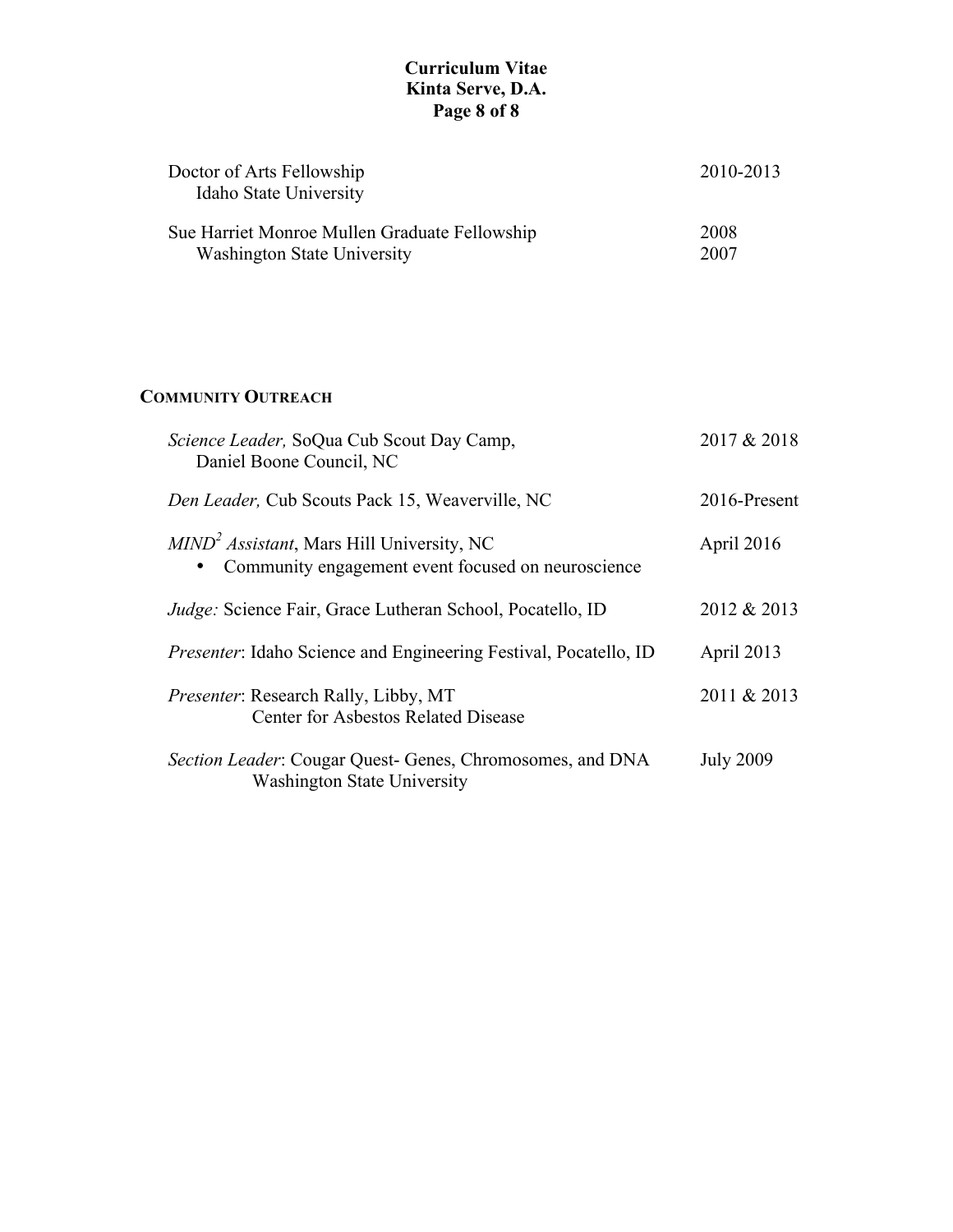Doctor of Arts Fellowship — 2010-2013
Idaho State University

Sue Harriet Monroe Mullen Graduate Fellowship — 2008, 2007
Washington State University

## Community Outreach

*Science Leader,* SoQua Cub Scout Day Camp, Daniel Boone Council, NC — 2017 & 2018

*Den Leader,* Cub Scouts Pack 15, Weaverville, NC — 2016-Present

*MIND$^2$ Assistant*, Mars Hill University, NC — April 2016
- Community engagement event focused on neuroscience

*Judge:* Science Fair, Grace Lutheran School, Pocatello, ID — 2012 & 2013

*Presenter*: Idaho Science and Engineering Festival, Pocatello, ID — April 2013

*Presenter*: Research Rally, Libby, MT — 2011 & 2013
Center for Asbestos Related Disease

*Section Leader*: Cougar Quest- Genes, Chromosomes, and DNA — July 2009
Washington State University